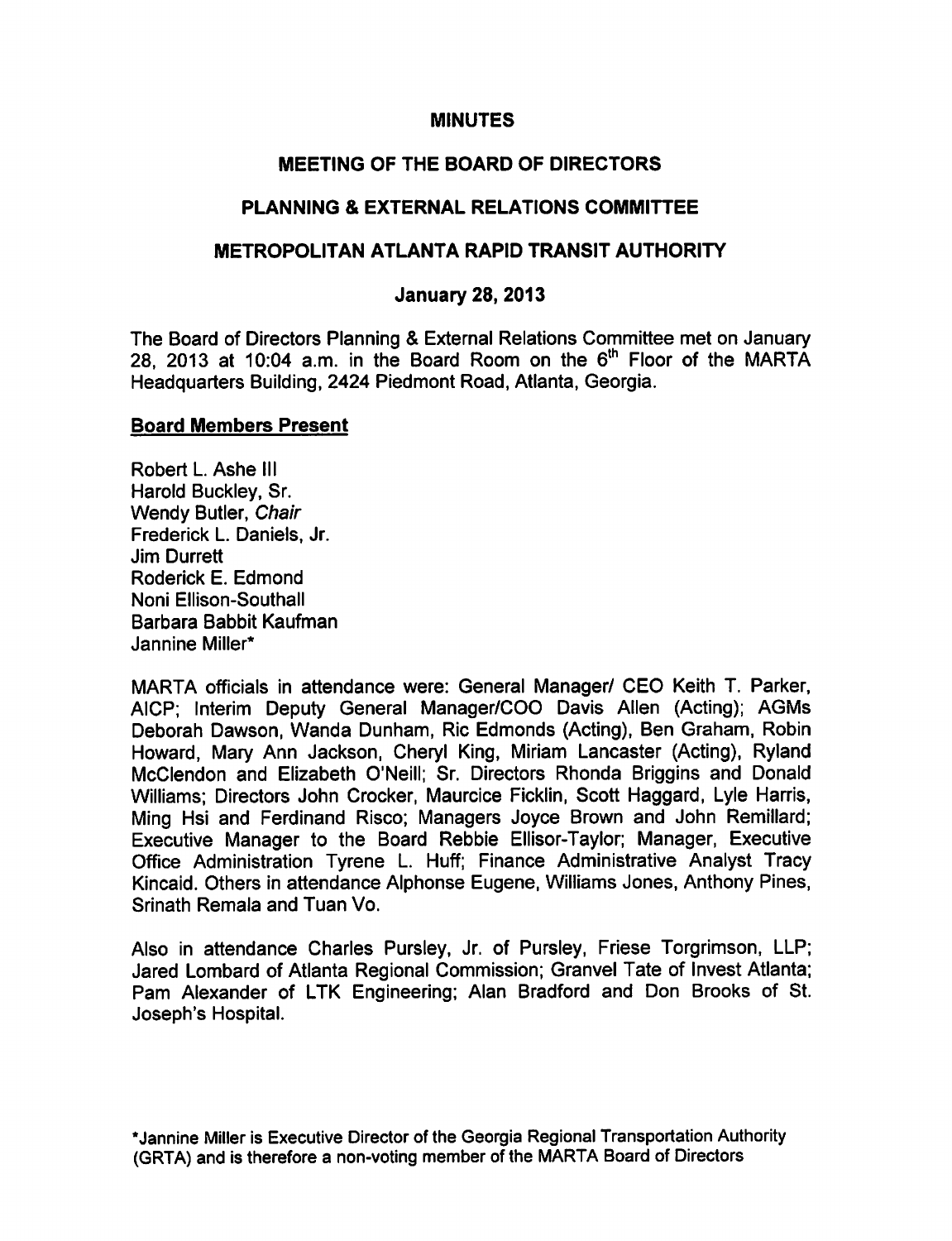# MINUTES

## MEETING OF THE BOARD OF DIRECTORS

## PLANNING & EXTERNAL RELATIONS COMMITTEE

## METROPOLITAN ATLANTA RAPID TRANSIT AUTHORITY

### January 28, 2013

The Board of Directors Planning & External Relations Committee met on January 28, 2013 at 10:04 a.m. in the Board Room on the 6th Floor of the MARTA Headquarters Building, 2424 Piedmont Road, Atlanta, Georgia.

**Board Members Present**

Robert L. Ashe III
Harold Buckley, Sr.
Wendy Butler, *Chair*
Frederick L. Daniels, Jr.
Jim Durrett
Roderick E. Edmond
Noni Ellison-Southall
Barbara Babbit Kaufman
Jannine Miller*

MARTA officials in attendance were: General Manager/ CEO Keith T. Parker, AICP; Interim Deputy General Manager/COO Davis Allen (Acting); AGMs Deborah Dawson, Wanda Dunham, Ric Edmonds (Acting), Ben Graham, Robin Howard, Mary Ann Jackson, Cheryl King, Miriam Lancaster (Acting), Ryland McClendon and Elizabeth O'Neill; Sr. Directors Rhonda Briggins and Donald Williams; Directors John Crocker, Maurcice Ficklin, Scott Haggard, Lyle Harris, Ming Hsi and Ferdinand Risco; Managers Joyce Brown and John Remillard; Executive Manager to the Board Rebbie Ellisor-Taylor; Manager, Executive Office Administration Tyrene L. Huff; Finance Administrative Analyst Tracy Kincaid. Others in attendance Alphonse Eugene, Williams Jones, Anthony Pines, Srinath Remala and Tuan Vo.

Also in attendance Charles Pursley, Jr. of Pursley, Friese Torgrimson, LLP; Jared Lombard of Atlanta Regional Commission; Granvel Tate of Invest Atlanta; Pam Alexander of LTK Engineering; Alan Bradford and Don Brooks of St. Joseph's Hospital.

*Jannine Miller is Executive Director of the Georgia Regional Transportation Authority (GRTA) and is therefore a non-voting member of the MARTA Board of Directors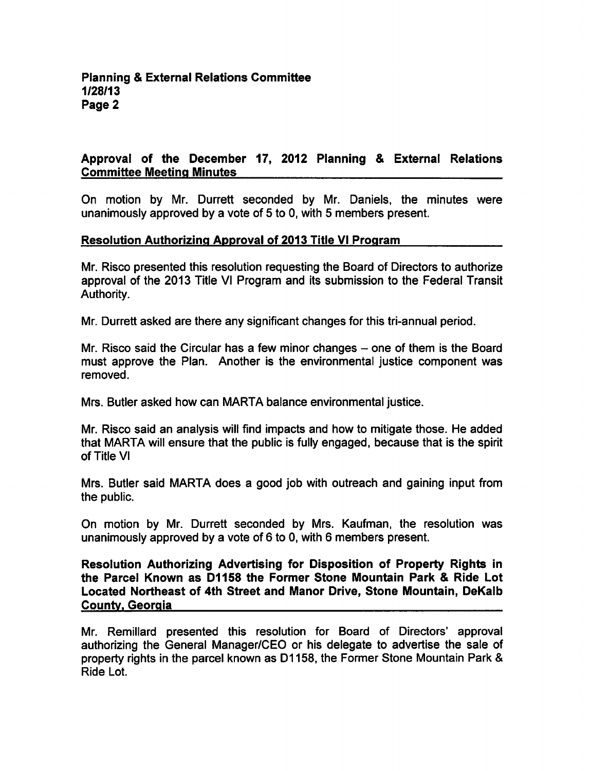**Approval of the December 17, 2012 Planning & External Relations Committee Meeting Minutes**

On motion by Mr. Durrett seconded by Mr. Daniels, the minutes were unanimously approved by a vote of 5 to 0, with 5 members present.

**Resolution Authorizing Approval of 2013 Title VI Program**

Mr. Risco presented this resolution requesting the Board of Directors to authorize approval of the 2013 Title VI Program and its submission to the Federal Transit Authority.

Mr. Durrett asked are there any significant changes for this tri-annual period.

Mr. Risco said the Circular has a few minor changes – one of them is the Board must approve the Plan. Another is the environmental justice component was removed.

Mrs. Butler asked how can MARTA balance environmental justice.

Mr. Risco said an analysis will find impacts and how to mitigate those. He added that MARTA will ensure that the public is fully engaged, because that is the spirit of Title VI

Mrs. Butler said MARTA does a good job with outreach and gaining input from the public.

On motion by Mr. Durrett seconded by Mrs. Kaufman, the resolution was unanimously approved by a vote of 6 to 0, with 6 members present.

**Resolution Authorizing Advertising for Disposition of Property Rights in the Parcel Known as D1158 the Former Stone Mountain Park & Ride Lot Located Northeast of 4th Street and Manor Drive, Stone Mountain, DeKalb County, Georgia**

Mr. Remillard presented this resolution for Board of Directors' approval authorizing the General Manager/CEO or his delegate to advertise the sale of property rights in the parcel known as D1158, the Former Stone Mountain Park & Ride Lot.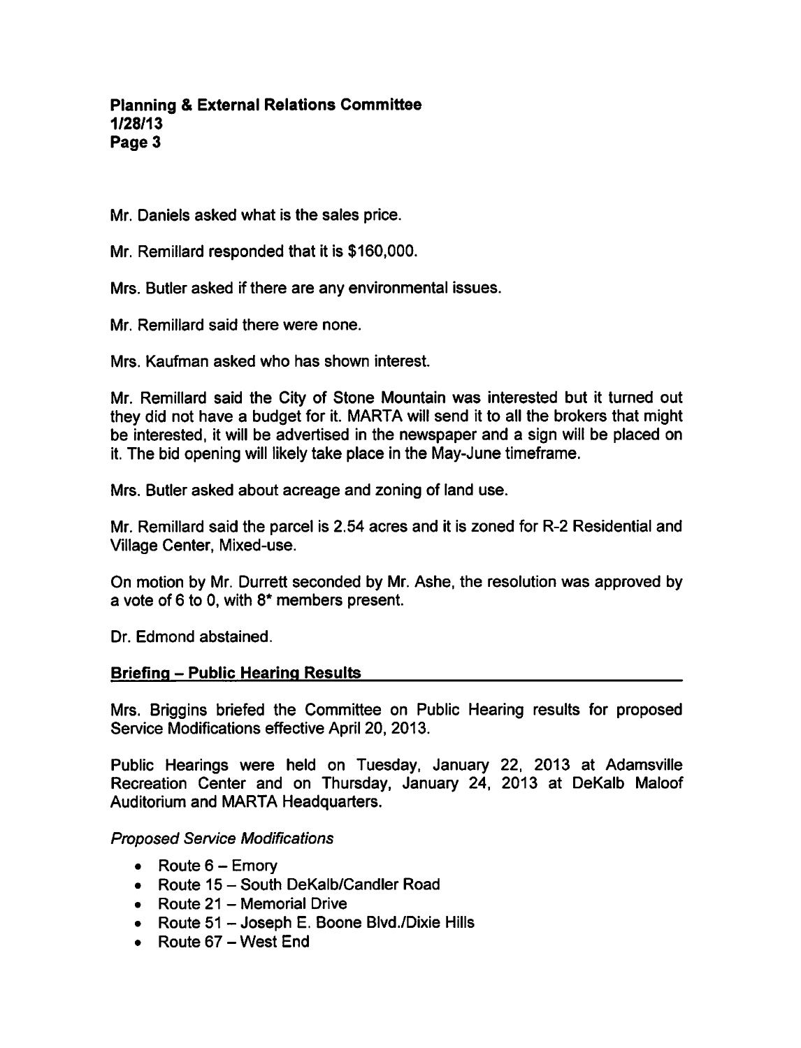Mr. Daniels asked what is the sales price.

Mr. Remillard responded that it is $160,000.

Mrs. Butler asked if there are any environmental issues.

Mr. Remillard said there were none.

Mrs. Kaufman asked who has shown interest.

Mr. Remillard said the City of Stone Mountain was interested but it turned out they did not have a budget for it. MARTA will send it to all the brokers that might be interested, it will be advertised in the newspaper and a sign will be placed on it. The bid opening will likely take place in the May-June timeframe.

Mrs. Butler asked about acreage and zoning of land use.

Mr. Remillard said the parcel is 2.54 acres and it is zoned for R-2 Residential and Village Center, Mixed-use.

On motion by Mr. Durrett seconded by Mr. Ashe, the resolution was approved by a vote of 6 to 0, with 8* members present.

Dr. Edmond abstained.

## Briefing – Public Hearing Results

Mrs. Briggins briefed the Committee on Public Hearing results for proposed Service Modifications effective April 20, 2013.

Public Hearings were held on Tuesday, January 22, 2013 at Adamsville Recreation Center and on Thursday, January 24, 2013 at DeKalb Maloof Auditorium and MARTA Headquarters.

*Proposed Service Modifications*

- Route 6 – Emory
- Route 15 – South DeKalb/Candler Road
- Route 21 – Memorial Drive
- Route 51 – Joseph E. Boone Blvd./Dixie Hills
- Route 67 – West End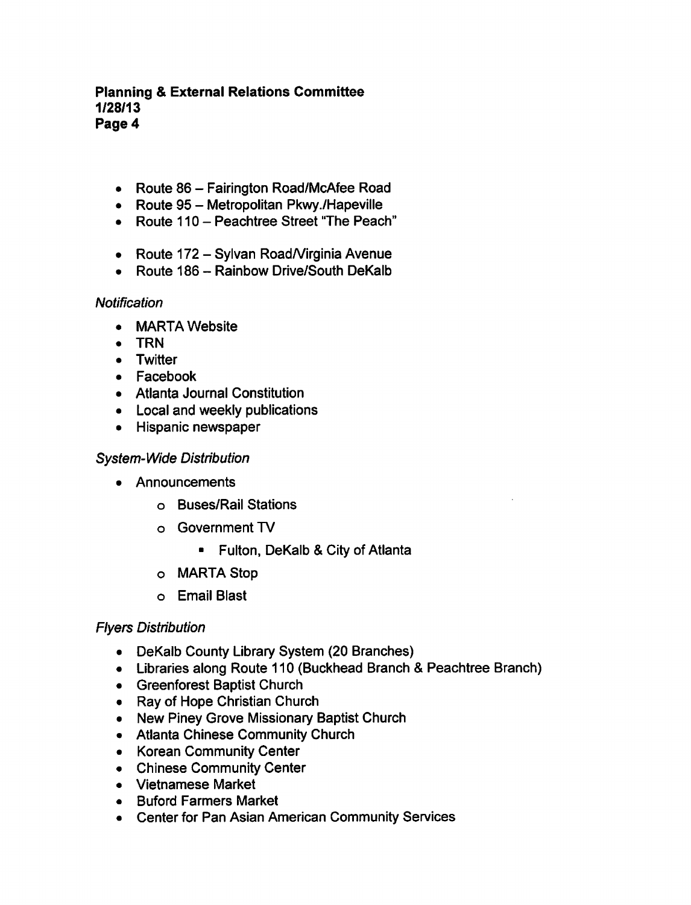- Route 86 – Fairington Road/McAfee Road
- Route 95 – Metropolitan Pkwy./Hapeville
- Route 110 – Peachtree Street "The Peach"

- Route 172 – Sylvan Road/Virginia Avenue
- Route 186 – Rainbow Drive/South DeKalb

*Notification*

- MARTA Website
- TRN
- Twitter
- Facebook
- Atlanta Journal Constitution
- Local and weekly publications
- Hispanic newspaper

*System-Wide Distribution*

- Announcements
    - Buses/Rail Stations
    - Government TV
        - Fulton, DeKalb & City of Atlanta
    - MARTA Stop
    - Email Blast

*Flyers Distribution*

- DeKalb County Library System (20 Branches)
- Libraries along Route 110 (Buckhead Branch & Peachtree Branch)
- Greenforest Baptist Church
- Ray of Hope Christian Church
- New Piney Grove Missionary Baptist Church
- Atlanta Chinese Community Church
- Korean Community Center
- Chinese Community Center
- Vietnamese Market
- Buford Farmers Market
- Center for Pan Asian American Community Services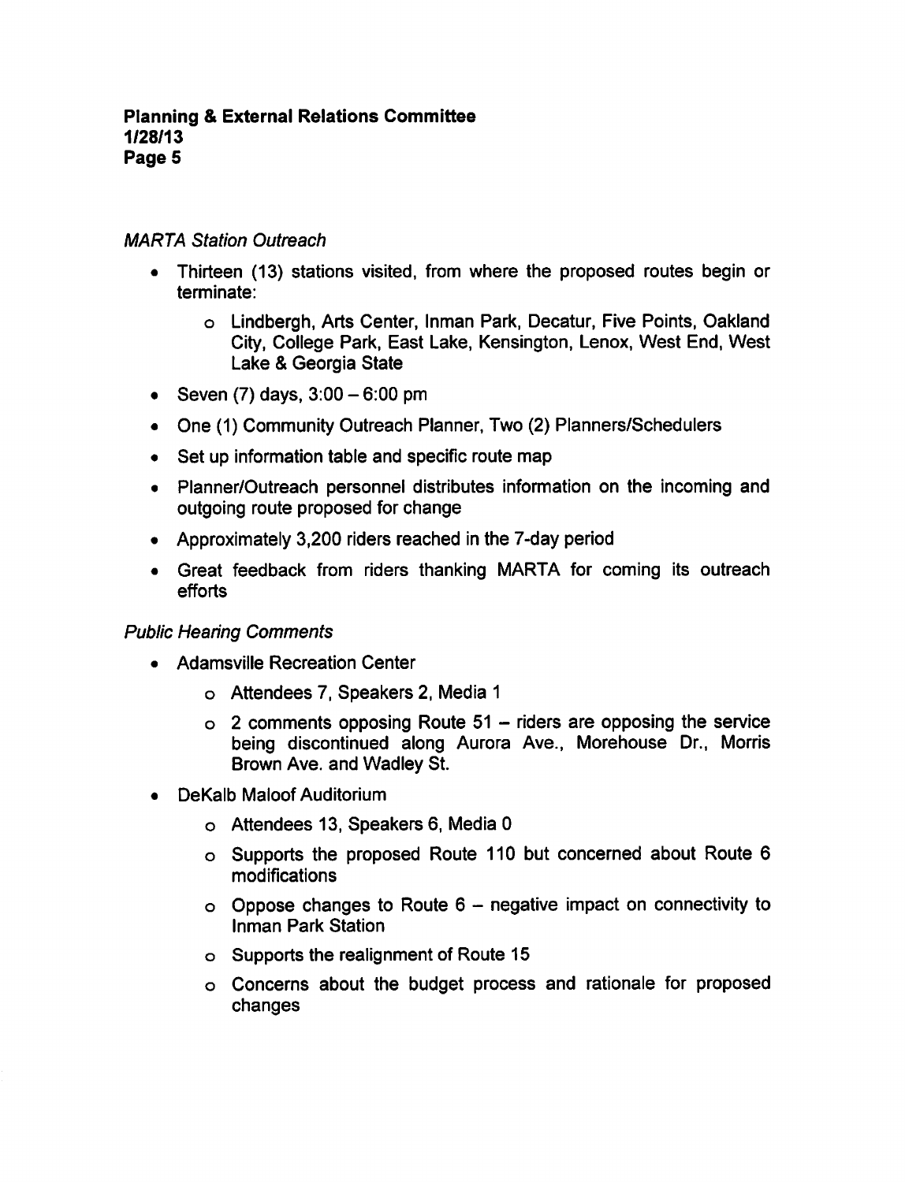*MARTA Station Outreach*

- Thirteen (13) stations visited, from where the proposed routes begin or terminate:
  - Lindbergh, Arts Center, Inman Park, Decatur, Five Points, Oakland City, College Park, East Lake, Kensington, Lenox, West End, West Lake & Georgia State
- Seven (7) days, 3:00 – 6:00 pm
- One (1) Community Outreach Planner, Two (2) Planners/Schedulers
- Set up information table and specific route map
- Planner/Outreach personnel distributes information on the incoming and outgoing route proposed for change
- Approximately 3,200 riders reached in the 7-day period
- Great feedback from riders thanking MARTA for coming its outreach efforts

*Public Hearing Comments*

- Adamsville Recreation Center
  - Attendees 7, Speakers 2, Media 1
  - 2 comments opposing Route 51 – riders are opposing the service being discontinued along Aurora Ave., Morehouse Dr., Morris Brown Ave. and Wadley St.
- DeKalb Maloof Auditorium
  - Attendees 13, Speakers 6, Media 0
  - Supports the proposed Route 110 but concerned about Route 6 modifications
  - Oppose changes to Route 6 – negative impact on connectivity to Inman Park Station
  - Supports the realignment of Route 15
  - Concerns about the budget process and rationale for proposed changes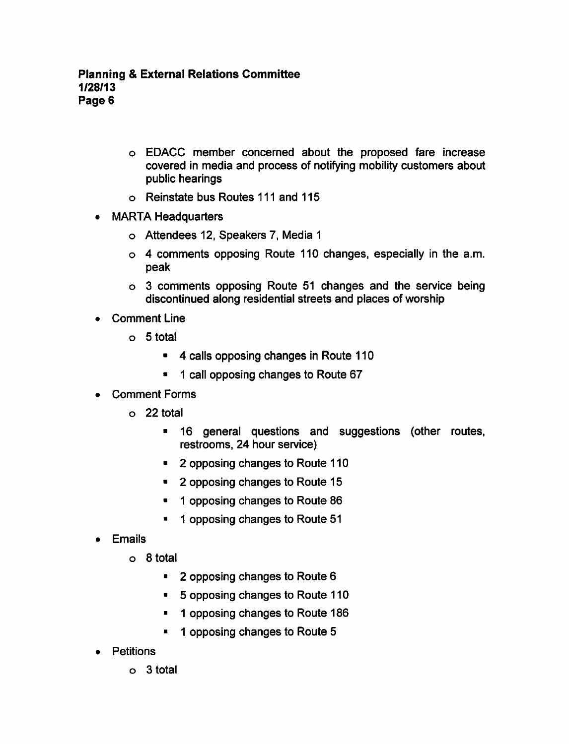- EDACC member concerned about the proposed fare increase covered in media and process of notifying mobility customers about public hearings
  - Reinstate bus Routes 111 and 115
- MARTA Headquarters
  - Attendees 12, Speakers 7, Media 1
  - 4 comments opposing Route 110 changes, especially in the a.m. peak
  - 3 comments opposing Route 51 changes and the service being discontinued along residential streets and places of worship
- Comment Line
  - 5 total
    - 4 calls opposing changes in Route 110
    - 1 call opposing changes to Route 67
- Comment Forms
  - 22 total
    - 16 general questions and suggestions (other routes, restrooms, 24 hour service)
    - 2 opposing changes to Route 110
    - 2 opposing changes to Route 15
    - 1 opposing changes to Route 86
    - 1 opposing changes to Route 51
- Emails
  - 8 total
    - 2 opposing changes to Route 6
    - 5 opposing changes to Route 110
    - 1 opposing changes to Route 186
    - 1 opposing changes to Route 5
- Petitions
  - 3 total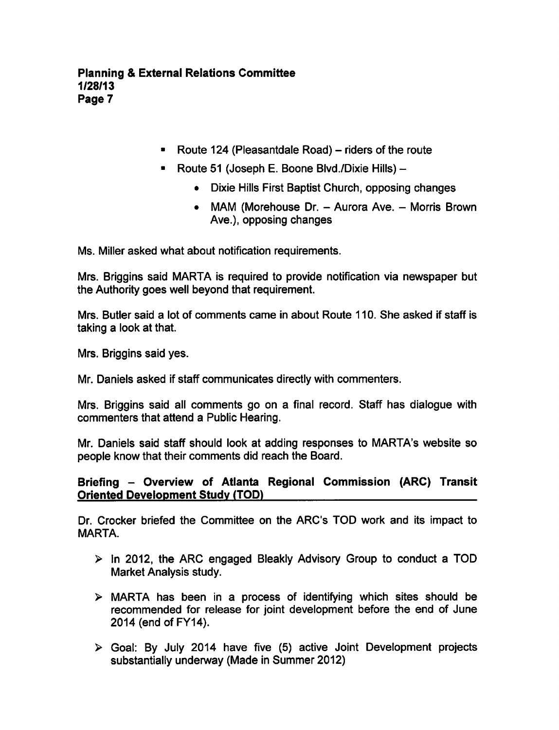- Route 124 (Pleasantdale Road) – riders of the route
- Route 51 (Joseph E. Boone Blvd./Dixie Hills) –
  - Dixie Hills First Baptist Church, opposing changes
  - MAM (Morehouse Dr. – Aurora Ave. – Morris Brown Ave.), opposing changes

Ms. Miller asked what about notification requirements.

Mrs. Briggins said MARTA is required to provide notification via newspaper but the Authority goes well beyond that requirement.

Mrs. Butler said a lot of comments came in about Route 110. She asked if staff is taking a look at that.

Mrs. Briggins said yes.

Mr. Daniels asked if staff communicates directly with commenters.

Mrs. Briggins said all comments go on a final record. Staff has dialogue with commenters that attend a Public Hearing.

Mr. Daniels said staff should look at adding responses to MARTA's website so people know that their comments did reach the Board.

**Briefing – Overview of Atlanta Regional Commission (ARC) Transit Oriented Development Study (TOD)**

Dr. Crocker briefed the Committee on the ARC's TOD work and its impact to MARTA.

- In 2012, the ARC engaged Bleakly Advisory Group to conduct a TOD Market Analysis study.
- MARTA has been in a process of identifying which sites should be recommended for release for joint development before the end of June 2014 (end of FY14).
- Goal: By July 2014 have five (5) active Joint Development projects substantially underway (Made in Summer 2012)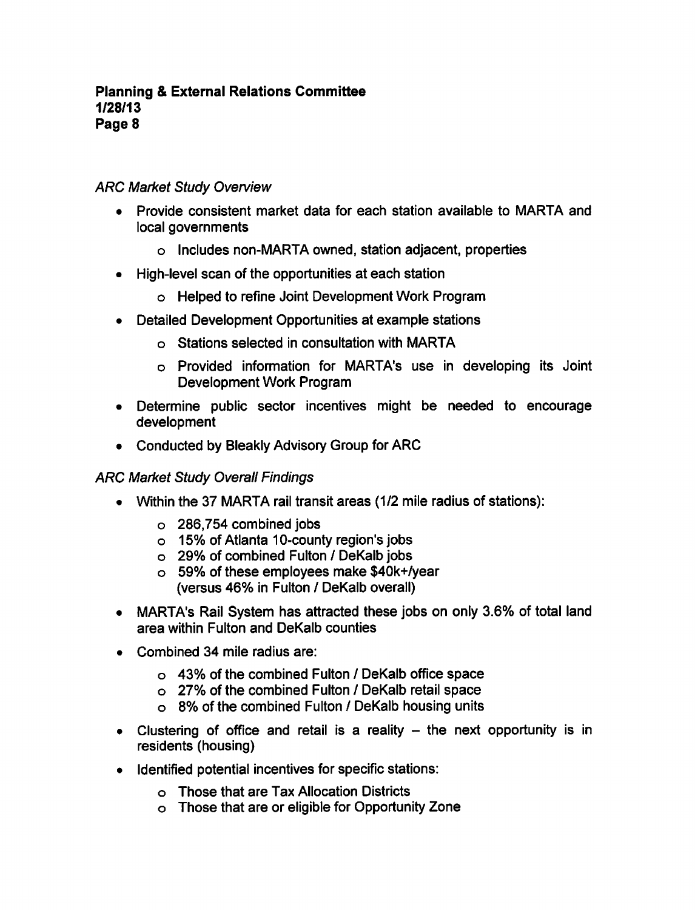*ARC Market Study Overview*

- Provide consistent market data for each station available to MARTA and local governments
  - Includes non-MARTA owned, station adjacent, properties
- High-level scan of the opportunities at each station
  - Helped to refine Joint Development Work Program
- Detailed Development Opportunities at example stations
  - Stations selected in consultation with MARTA
  - Provided information for MARTA's use in developing its Joint Development Work Program
- Determine public sector incentives might be needed to encourage development
- Conducted by Bleakly Advisory Group for ARC

*ARC Market Study Overall Findings*

- Within the 37 MARTA rail transit areas (1/2 mile radius of stations):
  - 286,754 combined jobs
  - 15% of Atlanta 10-county region's jobs
  - 29% of combined Fulton / DeKalb jobs
  - 59% of these employees make $40k+/year (versus 46% in Fulton / DeKalb overall)
- MARTA's Rail System has attracted these jobs on only 3.6% of total land area within Fulton and DeKalb counties
- Combined 34 mile radius are:
  - 43% of the combined Fulton / DeKalb office space
  - 27% of the combined Fulton / DeKalb retail space
  - 8% of the combined Fulton / DeKalb housing units
- Clustering of office and retail is a reality – the next opportunity is in residents (housing)
- Identified potential incentives for specific stations:
  - Those that are Tax Allocation Districts
  - Those that are or eligible for Opportunity Zone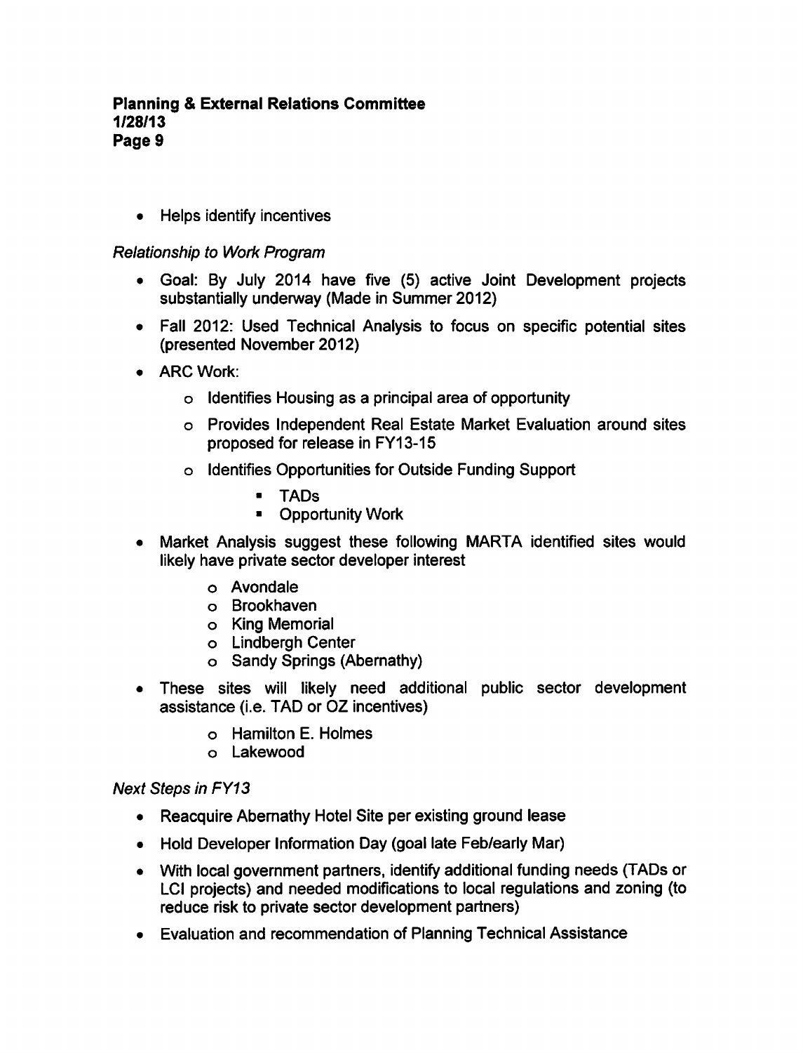- Helps identify incentives

*Relationship to Work Program*

- Goal: By July 2014 have five (5) active Joint Development projects substantially underway (Made in Summer 2012)
- Fall 2012: Used Technical Analysis to focus on specific potential sites (presented November 2012)
- ARC Work:
    - Identifies Housing as a principal area of opportunity
    - Provides Independent Real Estate Market Evaluation around sites proposed for release in FY13-15
    - Identifies Opportunities for Outside Funding Support
        - TADs
        - Opportunity Work
- Market Analysis suggest these following MARTA identified sites would likely have private sector developer interest
    - Avondale
    - Brookhaven
    - King Memorial
    - Lindbergh Center
    - Sandy Springs (Abernathy)
- These sites will likely need additional public sector development assistance (i.e. TAD or OZ incentives)
    - Hamilton E. Holmes
    - Lakewood

*Next Steps in FY13*

- Reacquire Abernathy Hotel Site per existing ground lease
- Hold Developer Information Day (goal late Feb/early Mar)
- With local government partners, identify additional funding needs (TADs or LCI projects) and needed modifications to local regulations and zoning (to reduce risk to private sector development partners)
- Evaluation and recommendation of Planning Technical Assistance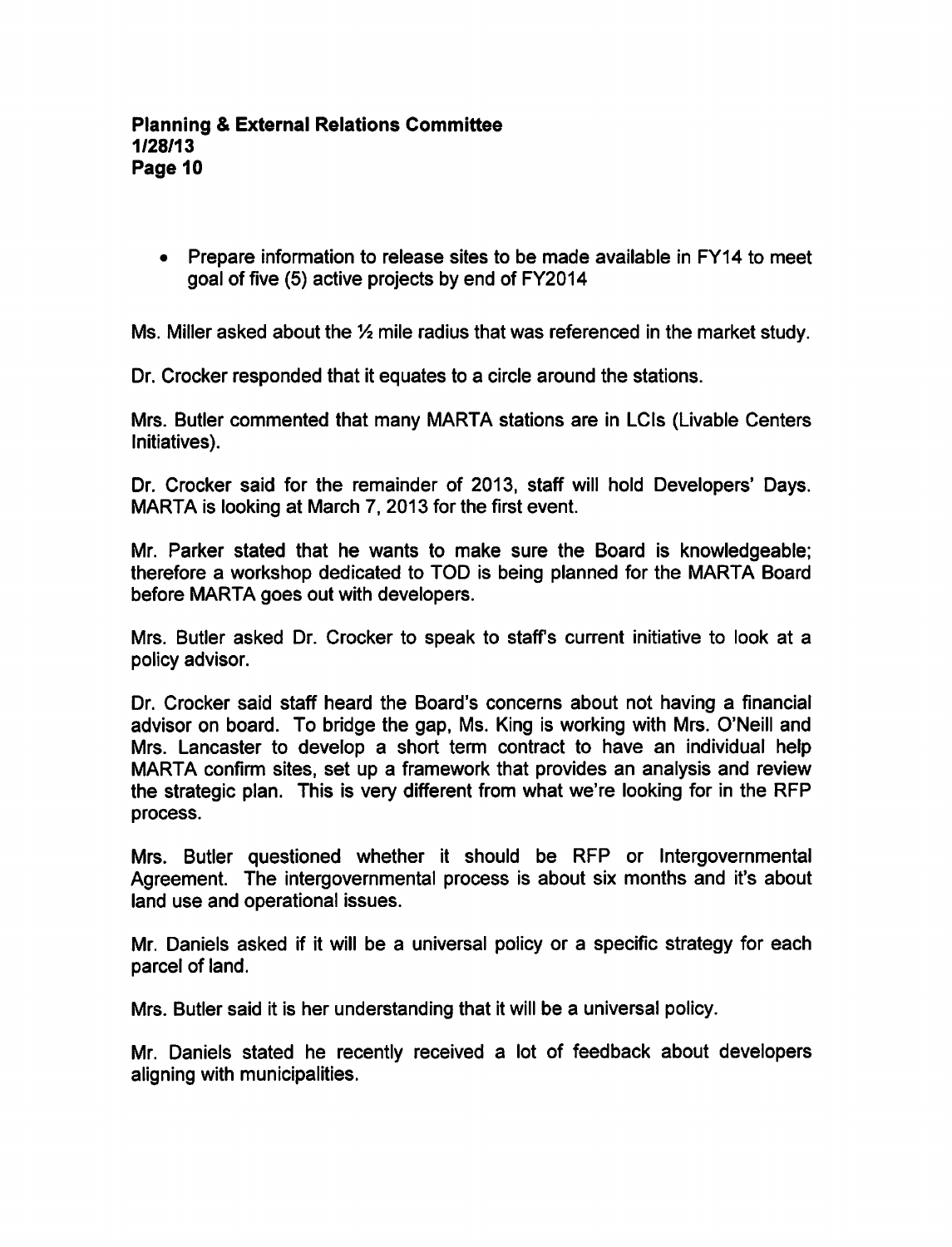- Prepare information to release sites to be made available in FY14 to meet goal of five (5) active projects by end of FY2014

Ms. Miller asked about the ½ mile radius that was referenced in the market study.

Dr. Crocker responded that it equates to a circle around the stations.

Mrs. Butler commented that many MARTA stations are in LCIs (Livable Centers Initiatives).

Dr. Crocker said for the remainder of 2013, staff will hold Developers' Days. MARTA is looking at March 7, 2013 for the first event.

Mr. Parker stated that he wants to make sure the Board is knowledgeable; therefore a workshop dedicated to TOD is being planned for the MARTA Board before MARTA goes out with developers.

Mrs. Butler asked Dr. Crocker to speak to staff's current initiative to look at a policy advisor.

Dr. Crocker said staff heard the Board's concerns about not having a financial advisor on board. To bridge the gap, Ms. King is working with Mrs. O'Neill and Mrs. Lancaster to develop a short term contract to have an individual help MARTA confirm sites, set up a framework that provides an analysis and review the strategic plan. This is very different from what we're looking for in the RFP process.

Mrs. Butler questioned whether it should be RFP or Intergovernmental Agreement. The intergovernmental process is about six months and it's about land use and operational issues.

Mr. Daniels asked if it will be a universal policy or a specific strategy for each parcel of land.

Mrs. Butler said it is her understanding that it will be a universal policy.

Mr. Daniels stated he recently received a lot of feedback about developers aligning with municipalities.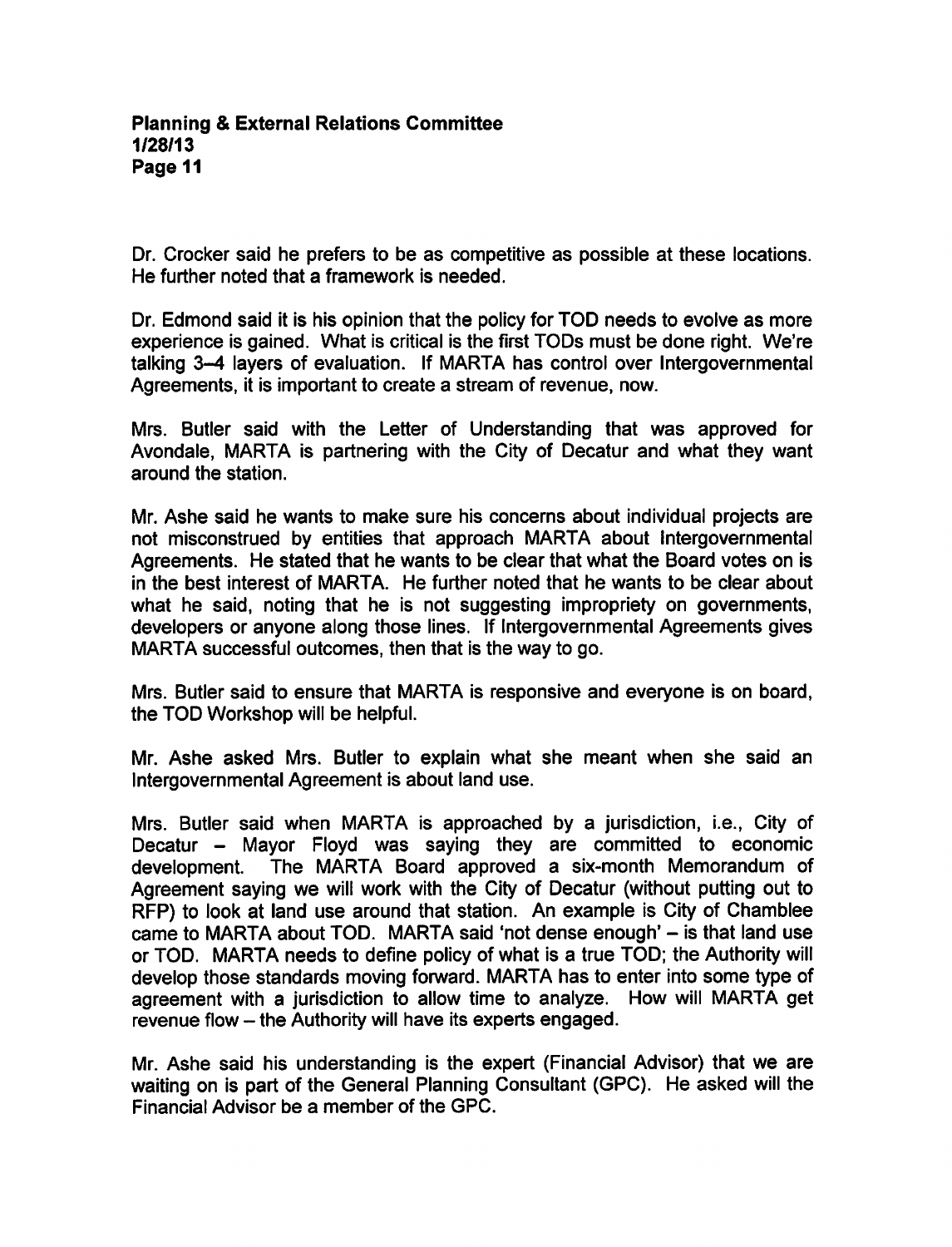Dr. Crocker said he prefers to be as competitive as possible at these locations. He further noted that a framework is needed.

Dr. Edmond said it is his opinion that the policy for TOD needs to evolve as more experience is gained. What is critical is the first TODs must be done right. We're talking 3–4 layers of evaluation. If MARTA has control over Intergovernmental Agreements, it is important to create a stream of revenue, now.

Mrs. Butler said with the Letter of Understanding that was approved for Avondale, MARTA is partnering with the City of Decatur and what they want around the station.

Mr. Ashe said he wants to make sure his concerns about individual projects are not misconstrued by entities that approach MARTA about Intergovernmental Agreements. He stated that he wants to be clear that what the Board votes on is in the best interest of MARTA. He further noted that he wants to be clear about what he said, noting that he is not suggesting impropriety on governments, developers or anyone along those lines. If Intergovernmental Agreements gives MARTA successful outcomes, then that is the way to go.

Mrs. Butler said to ensure that MARTA is responsive and everyone is on board, the TOD Workshop will be helpful.

Mr. Ashe asked Mrs. Butler to explain what she meant when she said an Intergovernmental Agreement is about land use.

Mrs. Butler said when MARTA is approached by a jurisdiction, i.e., City of Decatur – Mayor Floyd was saying they are committed to economic development. The MARTA Board approved a six-month Memorandum of Agreement saying we will work with the City of Decatur (without putting out to RFP) to look at land use around that station. An example is City of Chamblee came to MARTA about TOD. MARTA said 'not dense enough' – is that land use or TOD. MARTA needs to define policy of what is a true TOD; the Authority will develop those standards moving forward. MARTA has to enter into some type of agreement with a jurisdiction to allow time to analyze. How will MARTA get revenue flow – the Authority will have its experts engaged.

Mr. Ashe said his understanding is the expert (Financial Advisor) that we are waiting on is part of the General Planning Consultant (GPC). He asked will the Financial Advisor be a member of the GPC.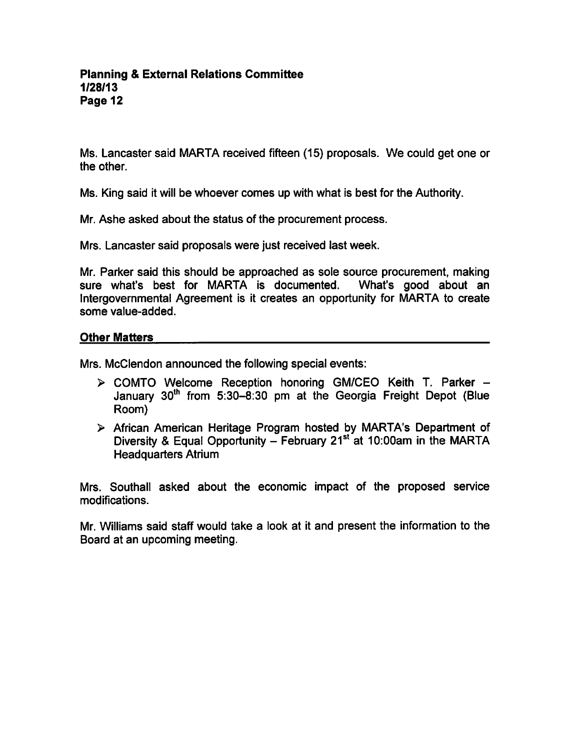Ms. Lancaster said MARTA received fifteen (15) proposals. We could get one or the other.

Ms. King said it will be whoever comes up with what is best for the Authority.

Mr. Ashe asked about the status of the procurement process.

Mrs. Lancaster said proposals were just received last week.

Mr. Parker said this should be approached as sole source procurement, making sure what's best for MARTA is documented. What's good about an Intergovernmental Agreement is it creates an opportunity for MARTA to create some value-added.

**Other Matters**

Mrs. McClendon announced the following special events:

- COMTO Welcome Reception honoring GM/CEO Keith T. Parker – January 30th from 5:30–8:30 pm at the Georgia Freight Depot (Blue Room)
- African American Heritage Program hosted by MARTA's Department of Diversity & Equal Opportunity – February 21st at 10:00am in the MARTA Headquarters Atrium

Mrs. Southall asked about the economic impact of the proposed service modifications.

Mr. Williams said staff would take a look at it and present the information to the Board at an upcoming meeting.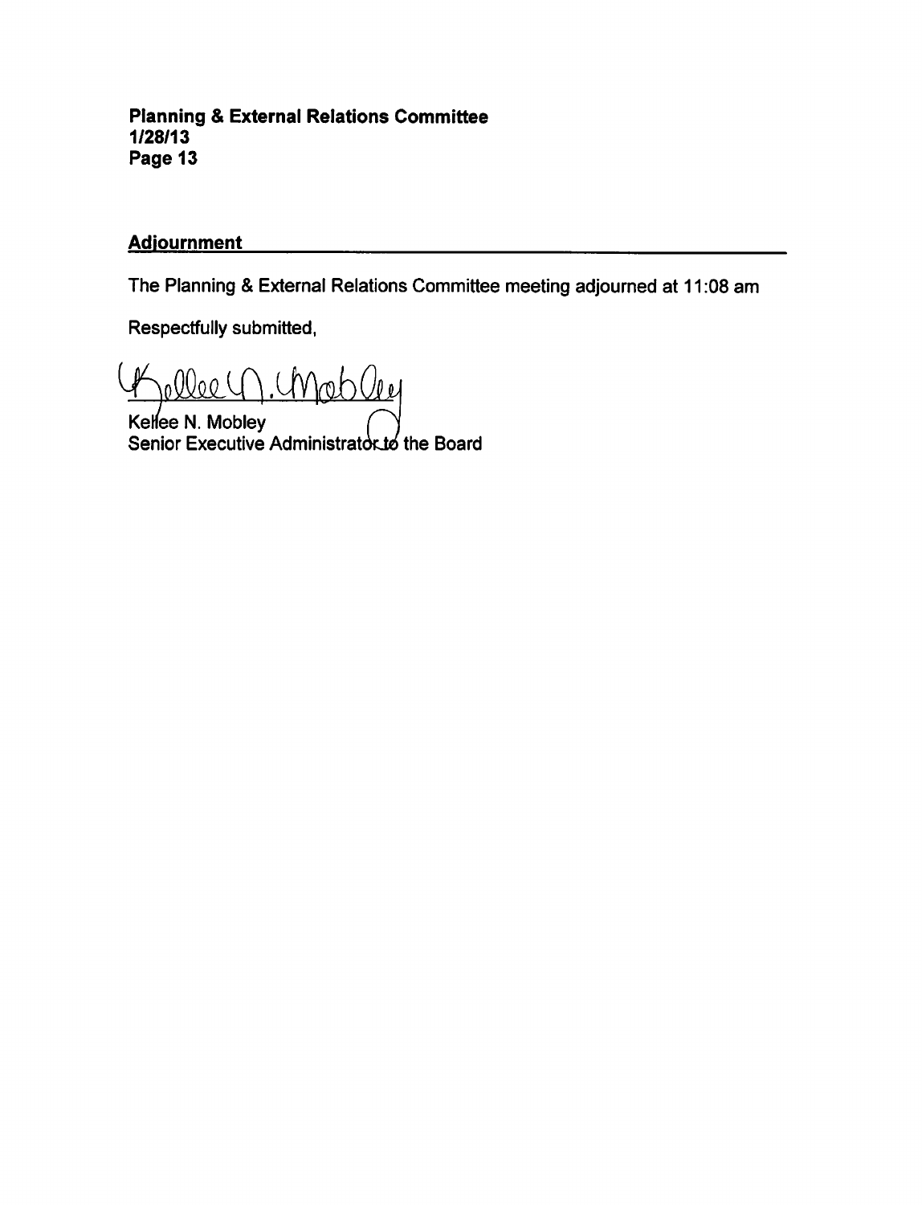## Adjournment

The Planning & External Relations Committee meeting adjourned at 11:08 am

Respectfully submitted,

Kellee N. Mobley
Senior Executive Administrator to the Board